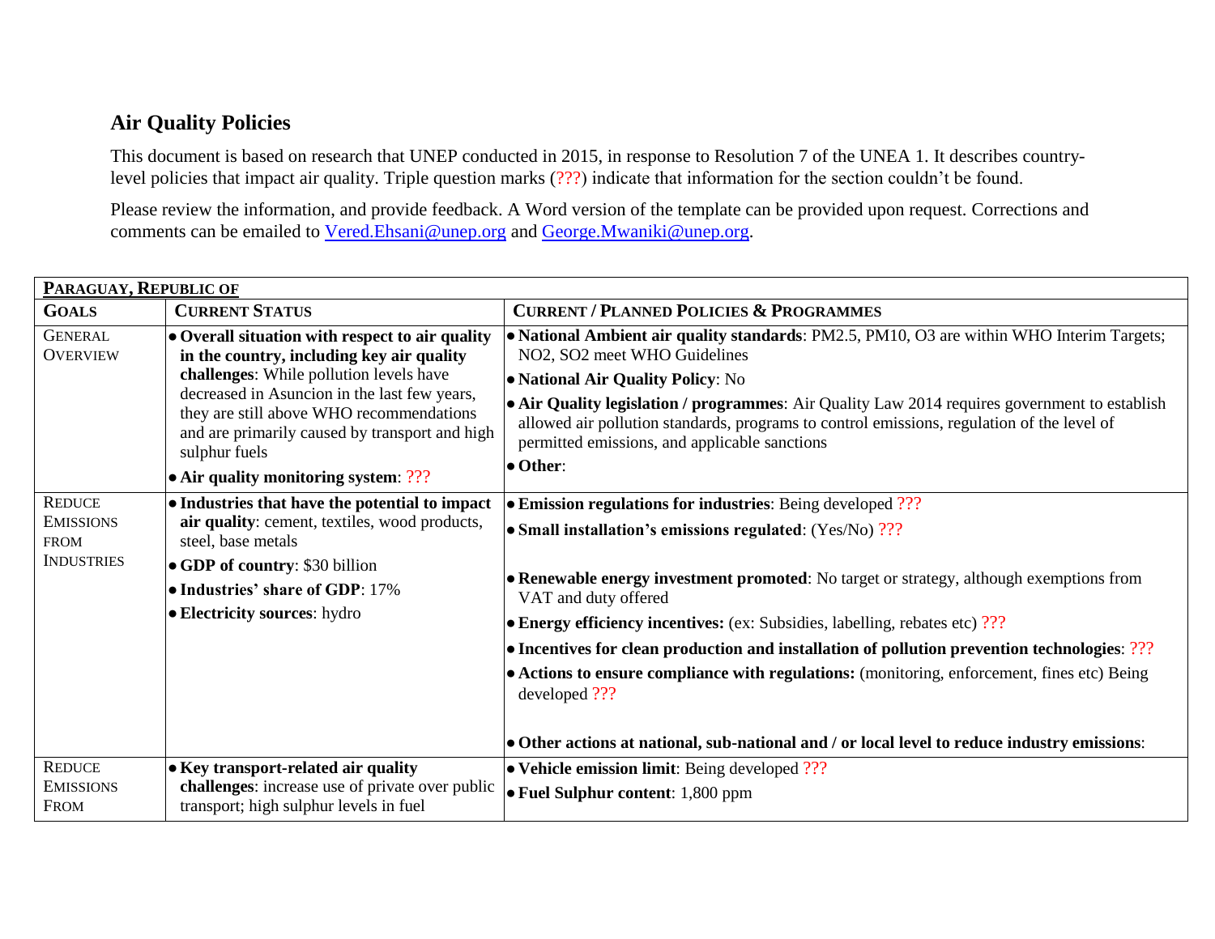## Air Quality Policies

This document is based on research that UNEP conducted in 2015, in response to Resolution 7 of the UNEA 1. It describes country-level policies that impact air quality. Triple question marks (???) indicate that information for the section couldn't be found.

Please review the information, and provide feedback. A Word version of the template can be provided upon request. Corrections and comments can be emailed to Vered.Ehsani@unep.org and George.Mwaniki@unep.org.

| **PARAGUAY, REPUBLIC OF** | | |
|---|---|---|
| **GOALS** | **CURRENT STATUS** | **CURRENT / PLANNED POLICIES & PROGRAMMES** |
| GENERAL OVERVIEW | • **Overall situation with respect to air quality in the country, including key air quality challenges**: While pollution levels have decreased in Asuncion in the last few years, they are still above WHO recommendations and are primarily caused by transport and high sulphur fuels<br>• **Air quality monitoring system**: ??? | • **National Ambient air quality standards**: PM2.5, PM10, O3 are within WHO Interim Targets; NO2, SO2 meet WHO Guidelines<br>• **National Air Quality Policy**: No<br>• **Air Quality legislation / programmes**: Air Quality Law 2014 requires government to establish allowed air pollution standards, programs to control emissions, regulation of the level of permitted emissions, and applicable sanctions<br>• **Other**: |
| REDUCE EMISSIONS FROM INDUSTRIES | • **Industries that have the potential to impact air quality**: cement, textiles, wood products, steel, base metals<br>• **GDP of country**: $30 billion<br>• **Industries' share of GDP**: 17%<br>• **Electricity sources**: hydro | • **Emission regulations for industries**: Being developed ???<br>• **Small installation's emissions regulated**: (Yes/No) ???<br>• **Renewable energy investment promoted**: No target or strategy, although exemptions from VAT and duty offered<br>• **Energy efficiency incentives:** (ex: Subsidies, labelling, rebates etc) ???<br>• **Incentives for clean production and installation of pollution prevention technologies**: ???<br>• **Actions to ensure compliance with regulations:** (monitoring, enforcement, fines etc) Being developed ???<br>• **Other actions at national, sub-national and / or local level to reduce industry emissions**: |
| REDUCE EMISSIONS FROM | • **Key transport-related air quality challenges**: increase use of private over public transport; high sulphur levels in fuel | • **Vehicle emission limit**: Being developed ???<br>• **Fuel Sulphur content**: 1,800 ppm |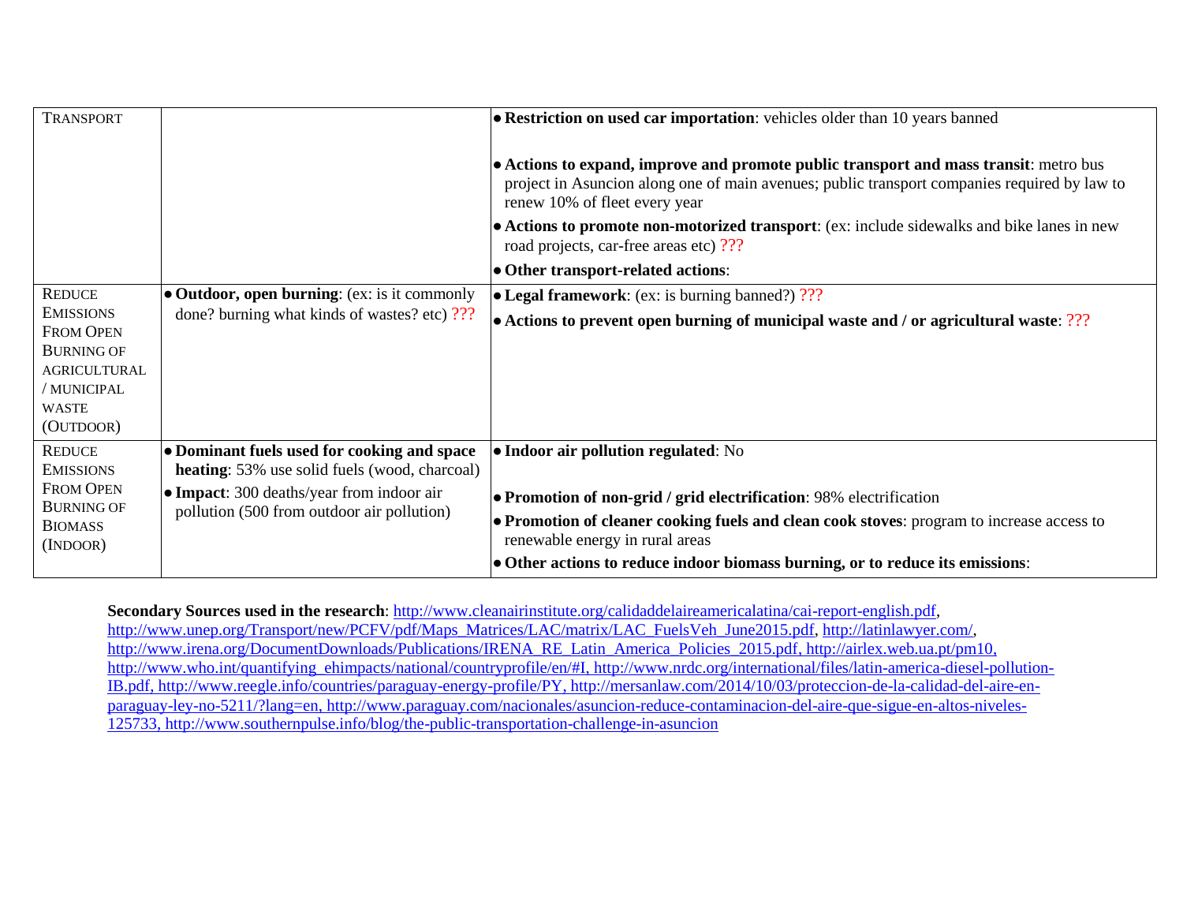| | | |
|---|---|---|
| TRANSPORT | | • **Restriction on used car importation**: vehicles older than 10 years banned<br>• **Actions to expand, improve and promote public transport and mass transit**: metro bus project in Asuncion along one of main avenues; public transport companies required by law to renew 10% of fleet every year<br>• **Actions to promote non-motorized transport**: (ex: include sidewalks and bike lanes in new road projects, car-free areas etc) ???<br>• **Other transport-related actions**: |
| REDUCE EMISSIONS FROM OPEN BURNING OF AGRICULTURAL / MUNICIPAL WASTE (OUTDOOR) | • **Outdoor, open burning**: (ex: is it commonly done? burning what kinds of wastes? etc) ??? | • **Legal framework**: (ex: is burning banned?) ???<br>• **Actions to prevent open burning of municipal waste and / or agricultural waste**: ??? |
| REDUCE EMISSIONS FROM OPEN BURNING OF BIOMASS (INDOOR) | • **Dominant fuels used for cooking and space heating**: 53% use solid fuels (wood, charcoal)<br>• **Impact**: 300 deaths/year from indoor air pollution (500 from outdoor air pollution) | • **Indoor air pollution regulated**: No<br>• **Promotion of non-grid / grid electrification**: 98% electrification<br>• **Promotion of cleaner cooking fuels and clean cook stoves**: program to increase access to renewable energy in rural areas<br>• **Other actions to reduce indoor biomass burning, or to reduce its emissions**: |

**Secondary Sources used in the research**: http://www.cleanairinstitute.org/calidaddelaireamericalatina/cai-report-english.pdf, http://www.unep.org/Transport/new/PCFV/pdf/Maps_Matrices/LAC/matrix/LAC_FuelsVeh_June2015.pdf, http://latinlawyer.com/, http://www.irena.org/DocumentDownloads/Publications/IRENA_RE_Latin_America_Policies_2015.pdf, http://airlex.web.ua.pt/pm10, http://www.who.int/quantifying_ehimpacts/national/countryprofile/en/#I, http://www.nrdc.org/international/files/latin-america-diesel-pollution-IB.pdf, http://www.reegle.info/countries/paraguay-energy-profile/PY, http://mersanlaw.com/2014/10/03/proteccion-de-la-calidad-del-aire-en-paraguay-ley-no-5211/?lang=en, http://www.paraguay.com/nacionales/asuncion-reduce-contaminacion-del-aire-que-sigue-en-altos-niveles-125733, http://www.southernpulse.info/blog/the-public-transportation-challenge-in-asuncion